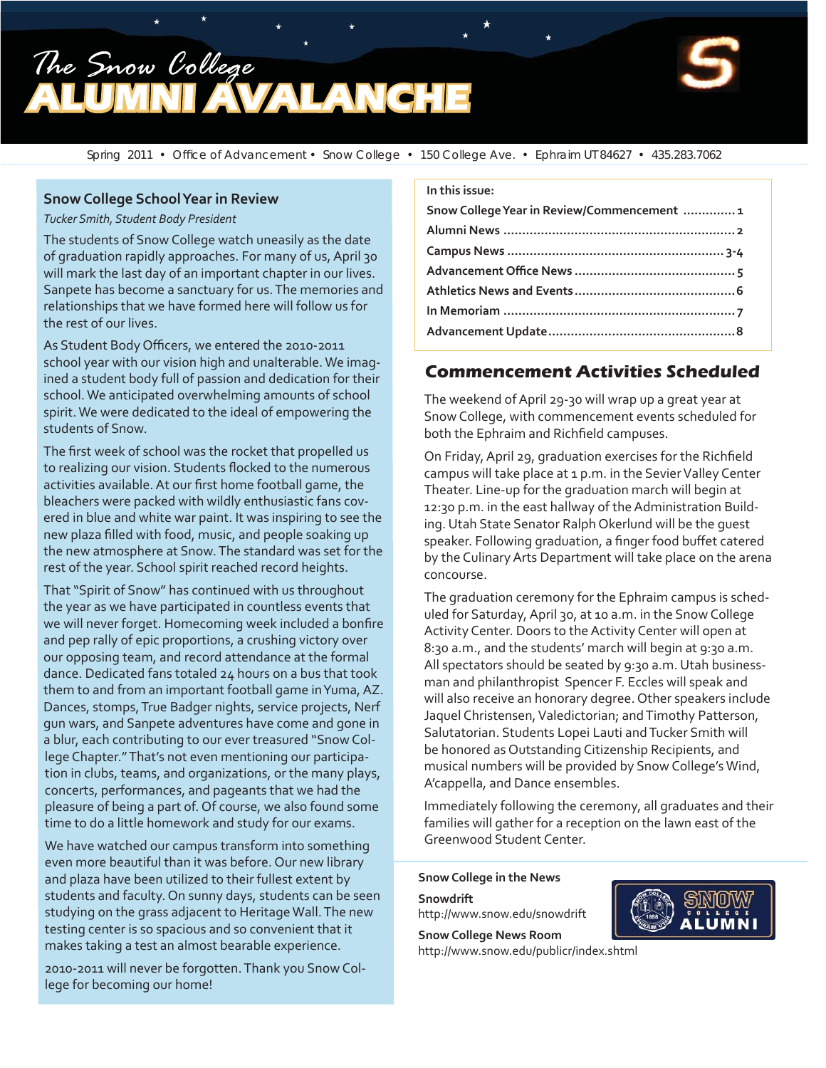# The Snow College ALUMNI AVALANCHE

Spring 2011 • Office of Advancement • Snow College • 150 College Ave. • Ephraim UT 84627 • 435.283.7062

## Snow College School Year in Review

*Tucker Smith, Student Body President*

The students of Snow College watch uneasily as the date of graduation rapidly approaches. For many of us, April 30 will mark the last day of an important chapter in our lives. Sanpete has become a sanctuary for us. The memories and relationships that we have formed here will follow us for the rest of our lives.

As Student Body Officers, we entered the 2010-2011 school year with our vision high and unalterable. We imagined a student body full of passion and dedication for their school. We anticipated overwhelming amounts of school spirit. We were dedicated to the ideal of empowering the students of Snow.

The first week of school was the rocket that propelled us to realizing our vision. Students flocked to the numerous activities available. At our first home football game, the bleachers were packed with wildly enthusiastic fans covered in blue and white war paint. It was inspiring to see the new plaza filled with food, music, and people soaking up the new atmosphere at Snow. The standard was set for the rest of the year. School spirit reached record heights.

That "Spirit of Snow" has continued with us throughout the year as we have participated in countless events that we will never forget. Homecoming week included a bonfire and pep rally of epic proportions, a crushing victory over our opposing team, and record attendance at the formal dance. Dedicated fans totaled 24 hours on a bus that took them to and from an important football game in Yuma, AZ. Dances, stomps, True Badger nights, service projects, Nerf gun wars, and Sanpete adventures have come and gone in a blur, each contributing to our ever treasured "Snow College Chapter." That's not even mentioning our participation in clubs, teams, and organizations, or the many plays, concerts, performances, and pageants that we had the pleasure of being a part of. Of course, we also found some time to do a little homework and study for our exams.

We have watched our campus transform into something even more beautiful than it was before. Our new library and plaza have been utilized to their fullest extent by students and faculty. On sunny days, students can be seen studying on the grass adjacent to Heritage Wall. The new testing center is so spacious and so convenient that it makes taking a test an almost bearable experience.

2010-2011 will never be forgotten. Thank you Snow College for becoming our home!

**In this issue:**

- Snow College Year in Review/Commencement .............. 1
- Alumni News .............. 2
- Campus News .............. 3-4
- Advancement Office News .............. 5
- Athletics News and Events .............. 6
- In Memoriam .............. 7
- Advancement Update .............. 8

## Commencement Activities Scheduled

The weekend of April 29-30 will wrap up a great year at Snow College, with commencement events scheduled for both the Ephraim and Richfield campuses.

On Friday, April 29, graduation exercises for the Richfield campus will take place at 1 p.m. in the Sevier Valley Center Theater. Line-up for the graduation march will begin at 12:30 p.m. in the east hallway of the Administration Building. Utah State Senator Ralph Okerlund will be the guest speaker. Following graduation, a finger food buffet catered by the Culinary Arts Department will take place on the arena concourse.

The graduation ceremony for the Ephraim campus is scheduled for Saturday, April 30, at 10 a.m. in the Snow College Activity Center. Doors to the Activity Center will open at 8:30 a.m., and the students' march will begin at 9:30 a.m. All spectators should be seated by 9:30 a.m. Utah businessman and philanthropist Spencer F. Eccles will speak and will also receive an honorary degree. Other speakers include Jaquel Christensen, Valedictorian; and Timothy Patterson, Salutatorian. Students Lopei Lauti and Tucker Smith will be honored as Outstanding Citizenship Recipients, and musical numbers will be provided by Snow College's Wind, A'cappella, and Dance ensembles.

Immediately following the ceremony, all graduates and their families will gather for a reception on the lawn east of the Greenwood Student Center.

**Snow College in the News**

**Snowdrift**
http://www.snow.edu/snowdrift

**Snow College News Room**
http://www.snow.edu/publicr/index.shtml

SNOW COLLEGE ALUMNI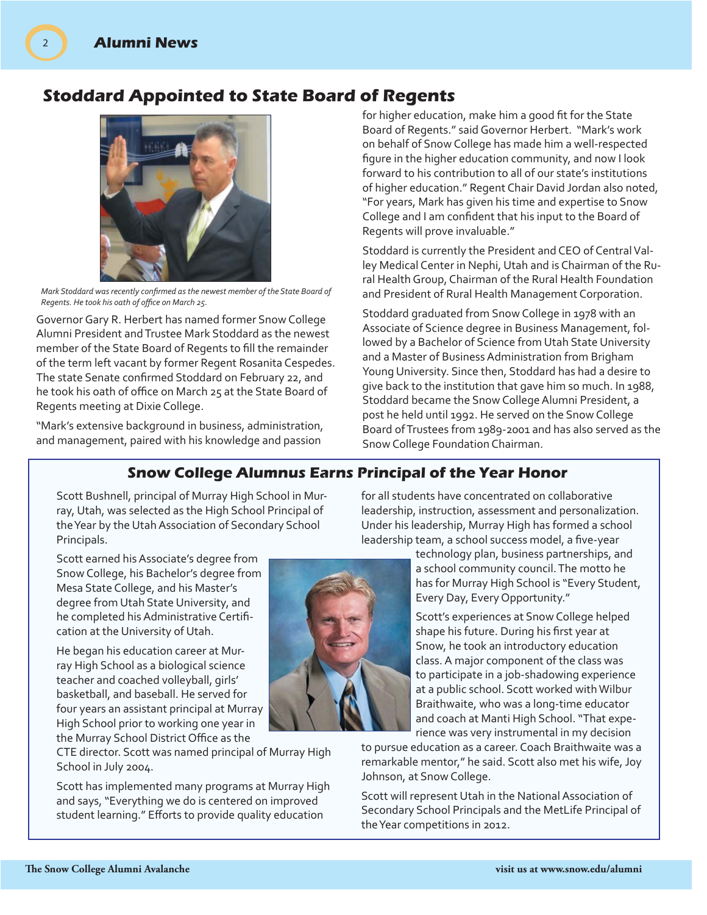## Stoddard Appointed to State Board of Regents

*Mark Stoddard was recently confirmed as the newest member of the State Board of Regents. He took his oath of office on March 25.*

Governor Gary R. Herbert has named former Snow College Alumni President and Trustee Mark Stoddard as the newest member of the State Board of Regents to fill the remainder of the term left vacant by former Regent Rosanita Cespedes. The state Senate confirmed Stoddard on February 22, and he took his oath of office on March 25 at the State Board of Regents meeting at Dixie College.

"Mark's extensive background in business, administration, and management, paired with his knowledge and passion for higher education, make him a good fit for the State Board of Regents." said Governor Herbert. "Mark's work on behalf of Snow College has made him a well-respected figure in the higher education community, and now I look forward to his contribution to all of our state's institutions of higher education." Regent Chair David Jordan also noted, "For years, Mark has given his time and expertise to Snow College and I am confident that his input to the Board of Regents will prove invaluable."

Stoddard is currently the President and CEO of Central Valley Medical Center in Nephi, Utah and is Chairman of the Rural Health Group, Chairman of the Rural Health Foundation and President of Rural Health Management Corporation.

Stoddard graduated from Snow College in 1978 with an Associate of Science degree in Business Management, followed by a Bachelor of Science from Utah State University and a Master of Business Administration from Brigham Young University. Since then, Stoddard has had a desire to give back to the institution that gave him so much. In 1988, Stoddard became the Snow College Alumni President, a post he held until 1992. He served on the Snow College Board of Trustees from 1989-2001 and has also served as the Snow College Foundation Chairman.

## Snow College Alumnus Earns Principal of the Year Honor

Scott Bushnell, principal of Murray High School in Murray, Utah, was selected as the High School Principal of the Year by the Utah Association of Secondary School Principals.

Scott earned his Associate's degree from Snow College, his Bachelor's degree from Mesa State College, and his Master's degree from Utah State University, and he completed his Administrative Certification at the University of Utah.

He began his education career at Murray High School as a biological science teacher and coached volleyball, girls' basketball, and baseball. He served for four years an assistant principal at Murray High School prior to working one year in the Murray School District Office as the CTE director. Scott was named principal of Murray High School in July 2004.

Scott has implemented many programs at Murray High and says, "Everything we do is centered on improved student learning." Efforts to provide quality education for all students have concentrated on collaborative leadership, instruction, assessment and personalization. Under his leadership, Murray High has formed a school leadership team, a school success model, a five-year technology plan, business partnerships, and a school community council. The motto he has for Murray High School is "Every Student, Every Day, Every Opportunity."

Scott's experiences at Snow College helped shape his future. During his first year at Snow, he took an introductory education class. A major component of the class was to participate in a job-shadowing experience at a public school. Scott worked with Wilbur Braithwaite, who was a long-time educator and coach at Manti High School. "That experience was very instrumental in my decision to pursue education as a career. Coach Braithwaite was a remarkable mentor," he said. Scott also met his wife, Joy Johnson, at Snow College.

Scott will represent Utah in the National Association of Secondary School Principals and the MetLife Principal of the Year competitions in 2012.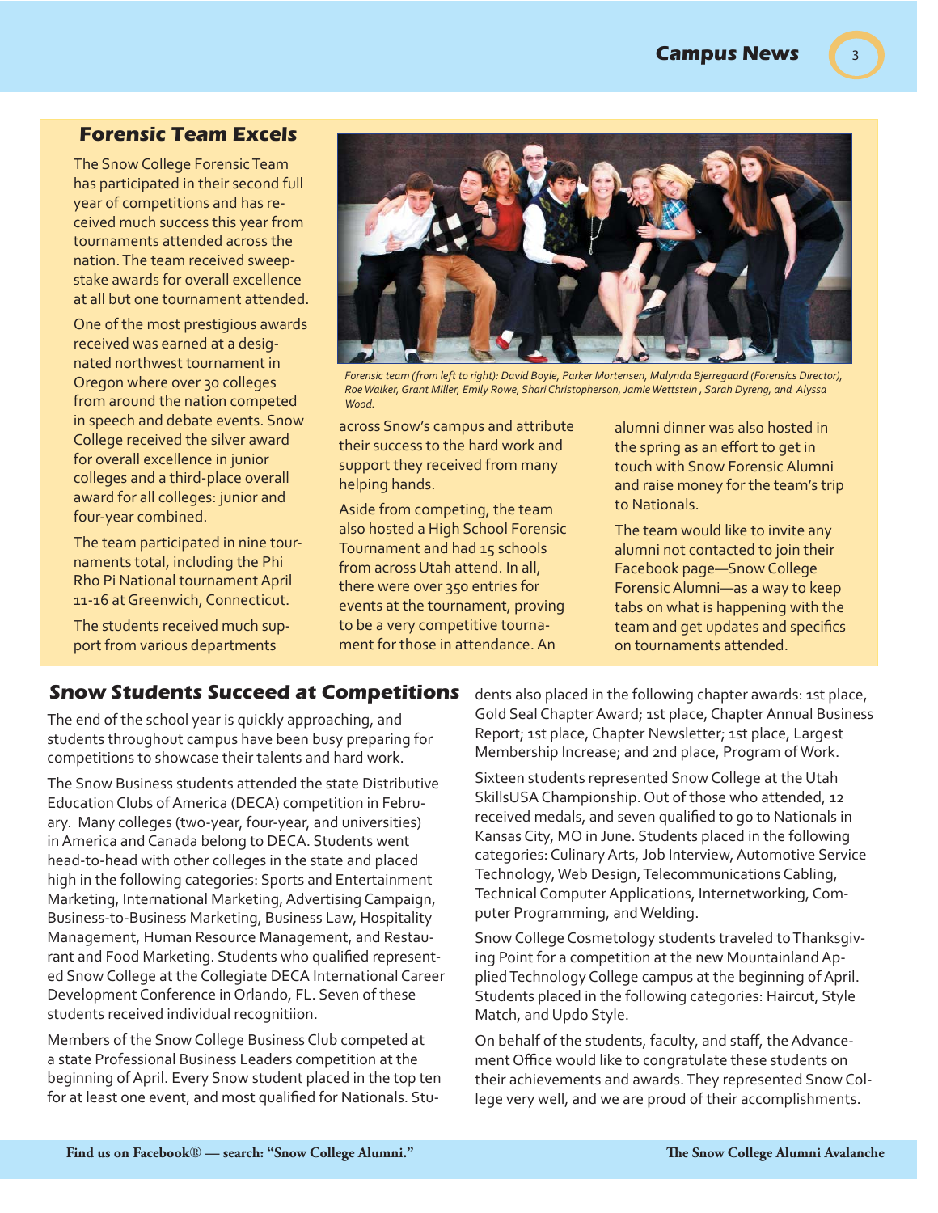## Forensic Team Excels

The Snow College Forensic Team has participated in their second full year of competitions and has received much success this year from tournaments attended across the nation. The team received sweepstake awards for overall excellence at all but one tournament attended.

One of the most prestigious awards received was earned at a designated northwest tournament in Oregon where over 30 colleges from around the nation competed in speech and debate events. Snow College received the silver award for overall excellence in junior colleges and a third-place overall award for all colleges: junior and four-year combined.

The team participated in nine tournaments total, including the Phi Rho Pi National tournament April 11-16 at Greenwich, Connecticut.

The students received much support from various departments across Snow's campus and attribute their success to the hard work and support they received from many helping hands.

Aside from competing, the team also hosted a High School Forensic Tournament and had 15 schools from across Utah attend. In all, there were over 350 entries for events at the tournament, proving to be a very competitive tournament for those in attendance. An alumni dinner was also hosted in the spring as an effort to get in touch with Snow Forensic Alumni and raise money for the team's trip to Nationals.

The team would like to invite any alumni not contacted to join their Facebook page—Snow College Forensic Alumni—as a way to keep tabs on what is happening with the team and get updates and specifics on tournaments attended.

*Forensic team (from left to right): David Boyle, Parker Mortensen, Malynda Bjerregaard (Forensics Director), Roe Walker, Grant Miller, Emily Rowe, Shari Christopherson, Jamie Wettstein , Sarah Dyreng, and Alyssa Wood.*

## Snow Students Succeed at Competitions

The end of the school year is quickly approaching, and students throughout campus have been busy preparing for competitions to showcase their talents and hard work.

The Snow Business students attended the state Distributive Education Clubs of America (DECA) competition in February. Many colleges (two-year, four-year, and universities) in America and Canada belong to DECA. Students went head-to-head with other colleges in the state and placed high in the following categories: Sports and Entertainment Marketing, International Marketing, Advertising Campaign, Business-to-Business Marketing, Business Law, Hospitality Management, Human Resource Management, and Restaurant and Food Marketing. Students who qualified represented Snow College at the Collegiate DECA International Career Development Conference in Orlando, FL. Seven of these students received individual recognitiion.

Members of the Snow College Business Club competed at a state Professional Business Leaders competition at the beginning of April. Every Snow student placed in the top ten for at least one event, and most qualified for Nationals. Students also placed in the following chapter awards: 1st place, Gold Seal Chapter Award; 1st place, Chapter Annual Business Report; 1st place, Chapter Newsletter; 1st place, Largest Membership Increase; and 2nd place, Program of Work.

Sixteen students represented Snow College at the Utah SkillsUSA Championship. Out of those who attended, 12 received medals, and seven qualified to go to Nationals in Kansas City, MO in June. Students placed in the following categories: Culinary Arts, Job Interview, Automotive Service Technology, Web Design, Telecommunications Cabling, Technical Computer Applications, Internetworking, Computer Programming, and Welding.

Snow College Cosmetology students traveled to Thanksgiving Point for a competition at the new Mountainland Applied Technology College campus at the beginning of April. Students placed in the following categories: Haircut, Style Match, and Updo Style.

On behalf of the students, faculty, and staff, the Advancement Office would like to congratulate these students on their achievements and awards. They represented Snow College very well, and we are proud of their accomplishments.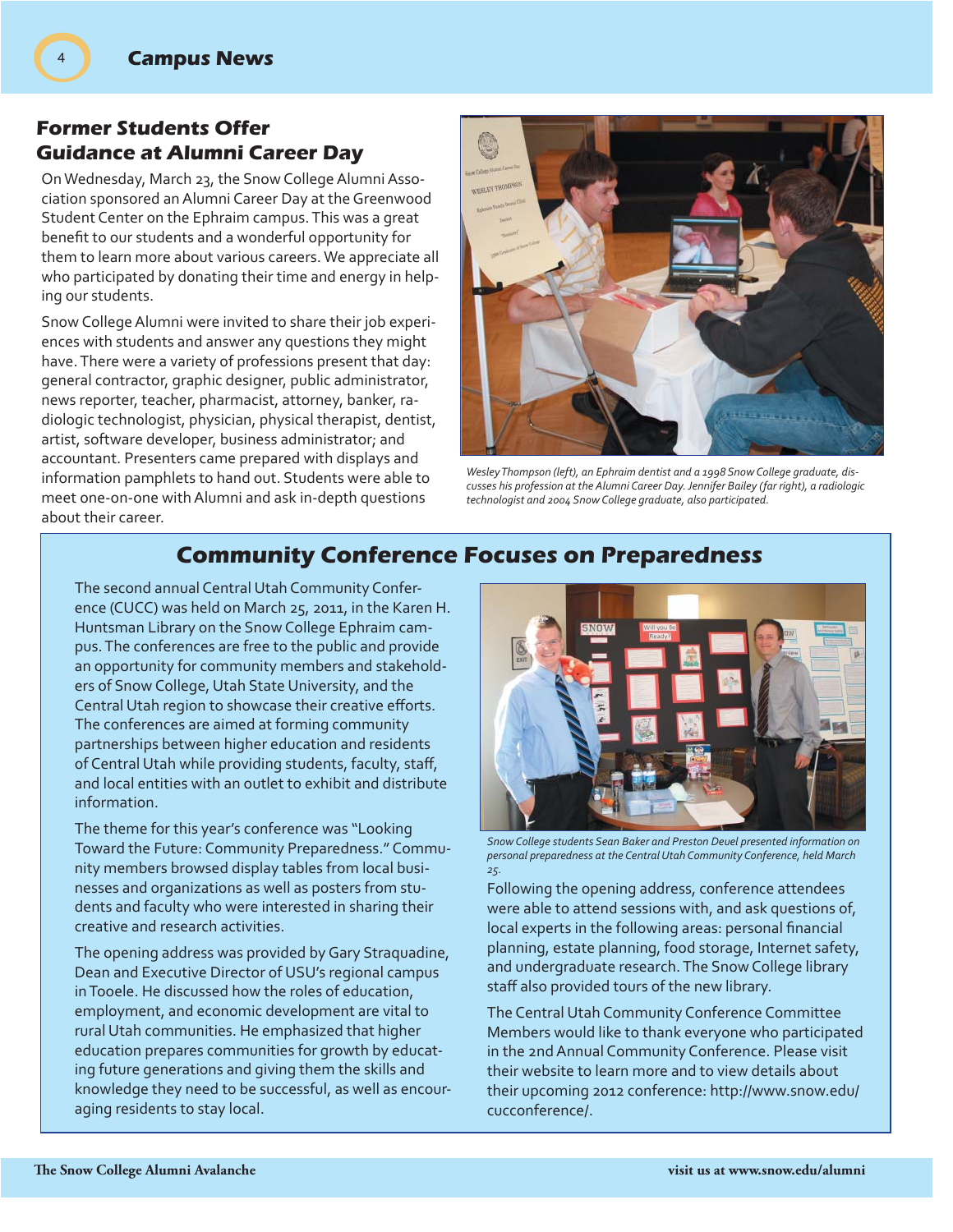## Former Students Offer Guidance at Alumni Career Day

On Wednesday, March 23, the Snow College Alumni Association sponsored an Alumni Career Day at the Greenwood Student Center on the Ephraim campus. This was a great benefit to our students and a wonderful opportunity for them to learn more about various careers. We appreciate all who participated by donating their time and energy in helping our students.

Snow College Alumni were invited to share their job experiences with students and answer any questions they might have. There were a variety of professions present that day: general contractor, graphic designer, public administrator, news reporter, teacher, pharmacist, attorney, banker, radiologic technologist, physician, physical therapist, dentist, artist, software developer, business administrator; and accountant. Presenters came prepared with displays and information pamphlets to hand out. Students were able to meet one-on-one with Alumni and ask in-depth questions about their career.

*Wesley Thompson (left), an Ephraim dentist and a 1998 Snow College graduate, discusses his profession at the Alumni Career Day. Jennifer Bailey (far right), a radiologic technologist and 2004 Snow College graduate, also participated.*

## Community Conference Focuses on Preparedness

The second annual Central Utah Community Conference (CUCC) was held on March 25, 2011, in the Karen H. Huntsman Library on the Snow College Ephraim campus. The conferences are free to the public and provide an opportunity for community members and stakeholders of Snow College, Utah State University, and the Central Utah region to showcase their creative efforts. The conferences are aimed at forming community partnerships between higher education and residents of Central Utah while providing students, faculty, staff, and local entities with an outlet to exhibit and distribute information.

The theme for this year's conference was "Looking Toward the Future: Community Preparedness." Community members browsed display tables from local businesses and organizations as well as posters from students and faculty who were interested in sharing their creative and research activities.

The opening address was provided by Gary Straquadine, Dean and Executive Director of USU's regional campus in Tooele. He discussed how the roles of education, employment, and economic development are vital to rural Utah communities. He emphasized that higher education prepares communities for growth by educating future generations and giving them the skills and knowledge they need to be successful, as well as encouraging residents to stay local.

*Snow College students Sean Baker and Preston Deuel presented information on personal preparedness at the Central Utah Community Conference, held March 25.*

Following the opening address, conference attendees were able to attend sessions with, and ask questions of, local experts in the following areas: personal financial planning, estate planning, food storage, Internet safety, and undergraduate research. The Snow College library staff also provided tours of the new library.

The Central Utah Community Conference Committee Members would like to thank everyone who participated in the 2nd Annual Community Conference. Please visit their website to learn more and to view details about their upcoming 2012 conference: http://www.snow.edu/cucconference/.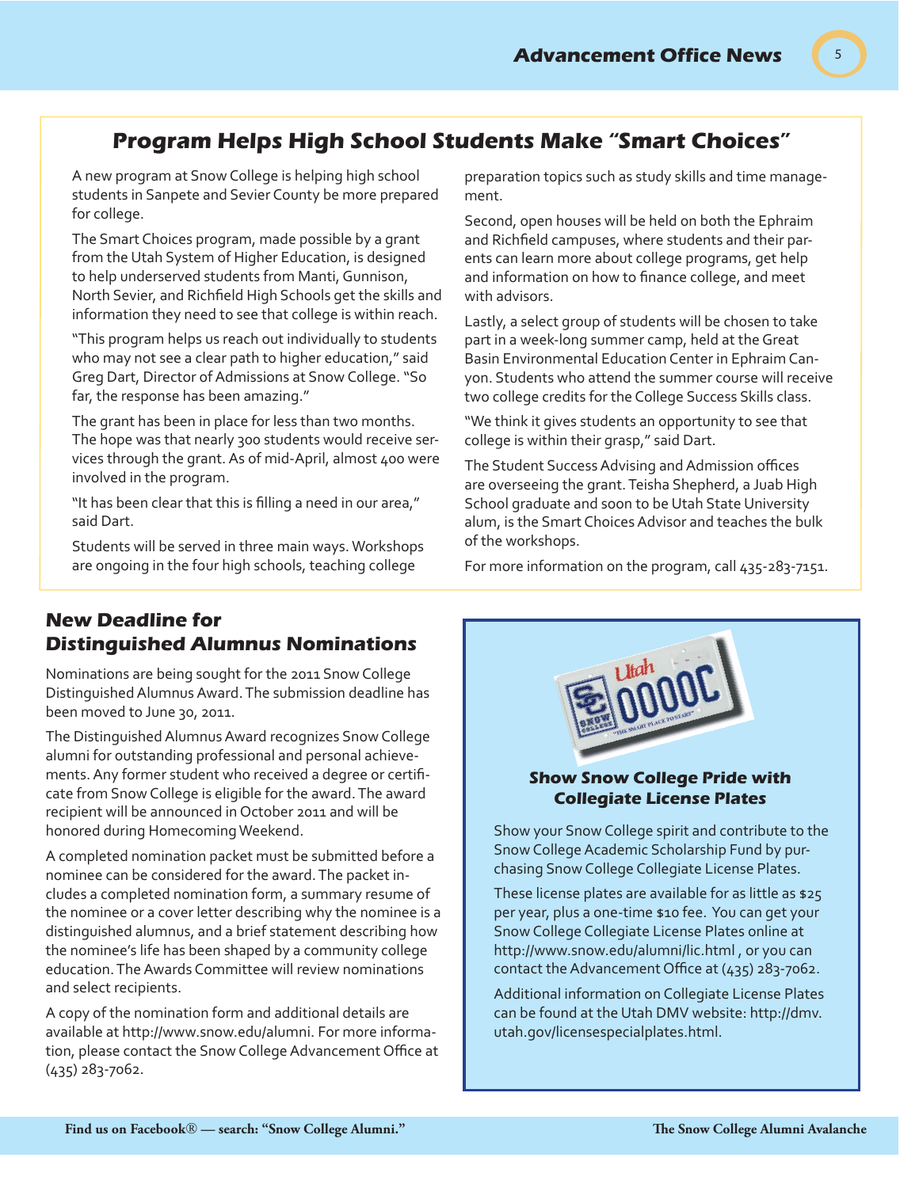## Program Helps High School Students Make "Smart Choices"

A new program at Snow College is helping high school students in Sanpete and Sevier County be more prepared for college.

The Smart Choices program, made possible by a grant from the Utah System of Higher Education, is designed to help underserved students from Manti, Gunnison, North Sevier, and Richfield High Schools get the skills and information they need to see that college is within reach.

"This program helps us reach out individually to students who may not see a clear path to higher education," said Greg Dart, Director of Admissions at Snow College. "So far, the response has been amazing."

The grant has been in place for less than two months. The hope was that nearly 300 students would receive services through the grant. As of mid-April, almost 400 were involved in the program.

"It has been clear that this is filling a need in our area," said Dart.

Students will be served in three main ways. Workshops are ongoing in the four high schools, teaching college preparation topics such as study skills and time management.

Second, open houses will be held on both the Ephraim and Richfield campuses, where students and their parents can learn more about college programs, get help and information on how to finance college, and meet with advisors.

Lastly, a select group of students will be chosen to take part in a week-long summer camp, held at the Great Basin Environmental Education Center in Ephraim Canyon. Students who attend the summer course will receive two college credits for the College Success Skills class.

"We think it gives students an opportunity to see that college is within their grasp," said Dart.

The Student Success Advising and Admission offices are overseeing the grant. Teisha Shepherd, a Juab High School graduate and soon to be Utah State University alum, is the Smart Choices Advisor and teaches the bulk of the workshops.

For more information on the program, call 435-283-7151.

## New Deadline for Distinguished Alumnus Nominations

Nominations are being sought for the 2011 Snow College Distinguished Alumnus Award. The submission deadline has been moved to June 30, 2011.

The Distinguished Alumnus Award recognizes Snow College alumni for outstanding professional and personal achievements. Any former student who received a degree or certificate from Snow College is eligible for the award. The award recipient will be announced in October 2011 and will be honored during Homecoming Weekend.

A completed nomination packet must be submitted before a nominee can be considered for the award. The packet includes a completed nomination form, a summary resume of the nominee or a cover letter describing why the nominee is a distinguished alumnus, and a brief statement describing how the nominee's life has been shaped by a community college education. The Awards Committee will review nominations and select recipients.

A copy of the nomination form and additional details are available at http://www.snow.edu/alumni. For more information, please contact the Snow College Advancement Office at (435) 283-7062.

## Show Snow College Pride with Collegiate License Plates

Show your Snow College spirit and contribute to the Snow College Academic Scholarship Fund by purchasing Snow College Collegiate License Plates.

These license plates are available for as little as $25 per year, plus a one-time $10 fee. You can get your Snow College Collegiate License Plates online at http://www.snow.edu/alumni/lic.html , or you can contact the Advancement Office at (435) 283-7062.

Additional information on Collegiate License Plates can be found at the Utah DMV website: http://dmv.utah.gov/licensespecialplates.html.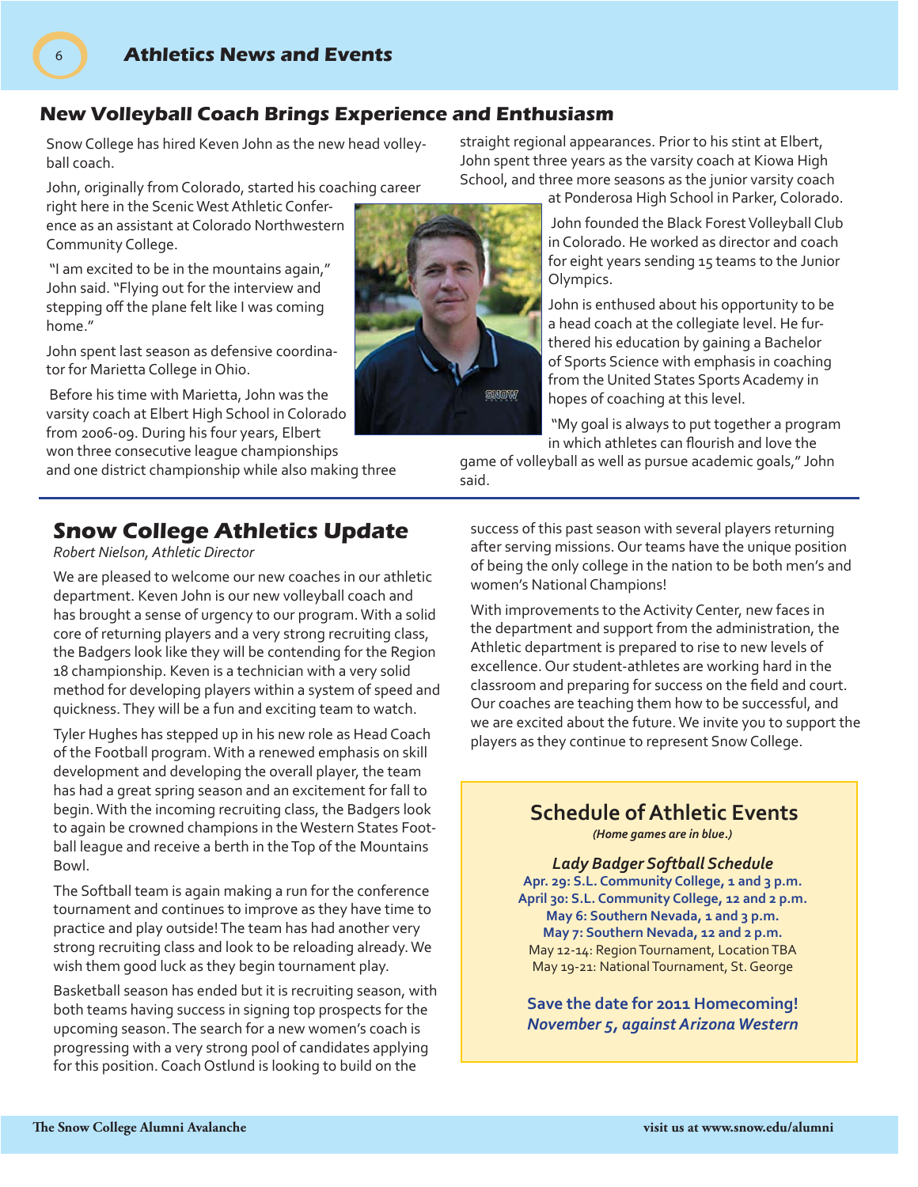## New Volleyball Coach Brings Experience and Enthusiasm

Snow College has hired Keven John as the new head volleyball coach.

John, originally from Colorado, started his coaching career right here in the Scenic West Athletic Conference as an assistant at Colorado Northwestern Community College.

"I am excited to be in the mountains again," John said. "Flying out for the interview and stepping off the plane felt like I was coming home."

John spent last season as defensive coordinator for Marietta College in Ohio.

Before his time with Marietta, John was the varsity coach at Elbert High School in Colorado from 2006-09. During his four years, Elbert won three consecutive league championships and one district championship while also making three straight regional appearances. Prior to his stint at Elbert, John spent three years as the varsity coach at Kiowa High School, and three more seasons as the junior varsity coach at Ponderosa High School in Parker, Colorado.

John founded the Black Forest Volleyball Club in Colorado. He worked as director and coach for eight years sending 15 teams to the Junior Olympics.

John is enthused about his opportunity to be a head coach at the collegiate level. He furthered his education by gaining a Bachelor of Sports Science with emphasis in coaching from the United States Sports Academy in hopes of coaching at this level.

"My goal is always to put together a program in which athletes can flourish and love the game of volleyball as well as pursue academic goals," John said.

## Snow College Athletics Update

*Robert Nielson, Athletic Director*

We are pleased to welcome our new coaches in our athletic department. Keven John is our new volleyball coach and has brought a sense of urgency to our program. With a solid core of returning players and a very strong recruiting class, the Badgers look like they will be contending for the Region 18 championship. Keven is a technician with a very solid method for developing players within a system of speed and quickness. They will be a fun and exciting team to watch.

Tyler Hughes has stepped up in his new role as Head Coach of the Football program. With a renewed emphasis on skill development and developing the overall player, the team has had a great spring season and an excitement for fall to begin. With the incoming recruiting class, the Badgers look to again be crowned champions in the Western States Football league and receive a berth in the Top of the Mountains Bowl.

The Softball team is again making a run for the conference tournament and continues to improve as they have time to practice and play outside! The team has had another very strong recruiting class and look to be reloading already. We wish them good luck as they begin tournament play.

Basketball season has ended but it is recruiting season, with both teams having success in signing top prospects for the upcoming season. The search for a new women's coach is progressing with a very strong pool of candidates applying for this position. Coach Ostlund is looking to build on the success of this past season with several players returning after serving missions. Our teams have the unique position of being the only college in the nation to be both men's and women's National Champions!

With improvements to the Activity Center, new faces in the department and support from the administration, the Athletic department is prepared to rise to new levels of excellence. Our student-athletes are working hard in the classroom and preparing for success on the field and court. Our coaches are teaching them how to be successful, and we are excited about the future. We invite you to support the players as they continue to represent Snow College.

### Schedule of Athletic Events

*(Home games are in blue.)*

**Lady Badger Softball Schedule**

**Apr. 29: S.L. Community College, 1 and 3 p.m.**
**April 30: S.L. Community College, 12 and 2 p.m.**
**May 6: Southern Nevada, 1 and 3 p.m.**
**May 7: Southern Nevada, 12 and 2 p.m.**
May 12-14: Region Tournament, Location TBA
May 19-21: National Tournament, St. George

**Save the date for 2011 Homecoming!**
***November 5, against Arizona Western***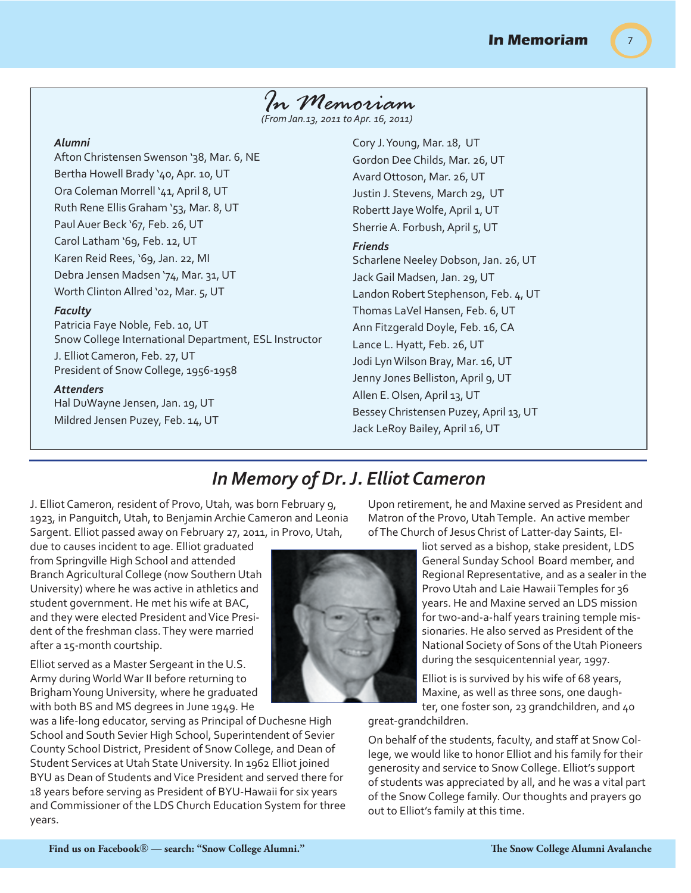# In Memoriam

*(From Jan.13, 2011 to Apr. 16, 2011)*

***Alumni***

Afton Christensen Swenson '38, Mar. 6, NE
Bertha Howell Brady '40, Apr. 10, UT
Ora Coleman Morrell '41, April 8, UT
Ruth Rene Ellis Graham '53, Mar. 8, UT
Paul Auer Beck '67, Feb. 26, UT
Carol Latham '69, Feb. 12, UT
Karen Reid Rees, '69, Jan. 22, MI
Debra Jensen Madsen '74, Mar. 31, UT
Worth Clinton Allred '02, Mar. 5, UT

***Faculty***

Patricia Faye Noble, Feb. 10, UT
Snow College International Department, ESL Instructor
J. Elliot Cameron, Feb. 27, UT
President of Snow College, 1956-1958

***Attenders***

Hal DuWayne Jensen, Jan. 19, UT
Mildred Jensen Puzey, Feb. 14, UT
Cory J. Young, Mar. 18, UT
Gordon Dee Childs, Mar. 26, UT
Avard Ottoson, Mar. 26, UT
Justin J. Stevens, March 29, UT
Robertt Jaye Wolfe, April 1, UT
Sherrie A. Forbush, April 5, UT

***Friends***

Scharlene Neeley Dobson, Jan. 26, UT
Jack Gail Madsen, Jan. 29, UT
Landon Robert Stephenson, Feb. 4, UT
Thomas LaVel Hansen, Feb. 6, UT
Ann Fitzgerald Doyle, Feb. 16, CA
Lance L. Hyatt, Feb. 26, UT
Jodi Lyn Wilson Bray, Mar. 16, UT
Jenny Jones Belliston, April 9, UT
Allen E. Olsen, April 13, UT
Bessey Christensen Puzey, April 13, UT
Jack LeRoy Bailey, April 16, UT

## *In Memory of Dr. J. Elliot Cameron*

J. Elliot Cameron, resident of Provo, Utah, was born February 9, 1923, in Panguitch, Utah, to Benjamin Archie Cameron and Leonia Sargent. Elliot passed away on February 27, 2011, in Provo, Utah, due to causes incident to age. Elliot graduated from Springville High School and attended Branch Agricultural College (now Southern Utah University) where he was active in athletics and student government. He met his wife at BAC, and they were elected President and Vice President of the freshman class. They were married after a 15-month courtship.

Elliot served as a Master Sergeant in the U.S. Army during World War II before returning to Brigham Young University, where he graduated with both BS and MS degrees in June 1949. He was a life-long educator, serving as Principal of Duchesne High School and South Sevier High School, Superintendent of Sevier County School District, President of Snow College, and Dean of Student Services at Utah State University. In 1962 Elliot joined BYU as Dean of Students and Vice President and served there for 18 years before serving as President of BYU-Hawaii for six years and Commissioner of the LDS Church Education System for three years.

Upon retirement, he and Maxine served as President and Matron of the Provo, Utah Temple. An active member of The Church of Jesus Christ of Latter-day Saints, Elliot served as a bishop, stake president, LDS General Sunday School Board member, and Regional Representative, and as a sealer in the Provo Utah and Laie Hawaii Temples for 36 years. He and Maxine served an LDS mission for two-and-a-half years training temple missionaries. He also served as President of the National Society of Sons of the Utah Pioneers during the sesquicentennial year, 1997.

Elliot is is survived by his wife of 68 years, Maxine, as well as three sons, one daughter, one foster son, 23 grandchildren, and 40 great-grandchildren.

On behalf of the students, faculty, and staff at Snow College, we would like to honor Elliot and his family for their generosity and service to Snow College. Elliot's support of students was appreciated by all, and he was a vital part of the Snow College family. Our thoughts and prayers go out to Elliot's family at this time.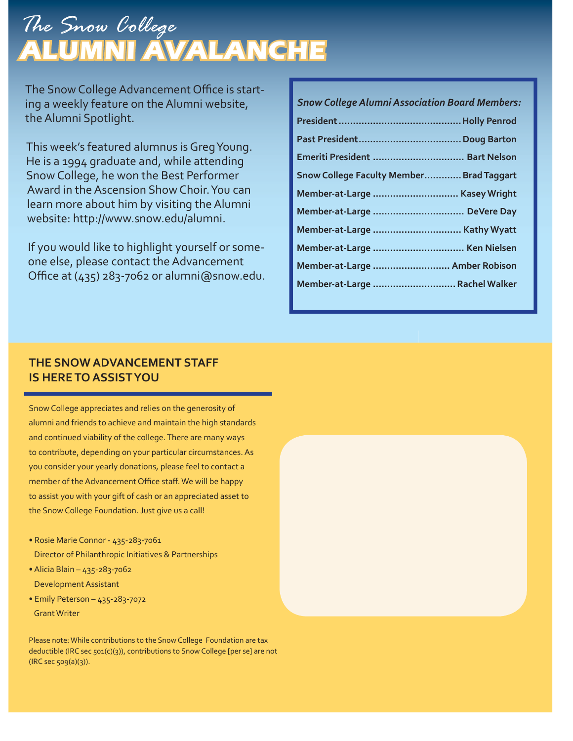# The Snow College
# ALUMNI AVALANCHE

The Snow College Advancement Office is starting a weekly feature on the Alumni website, the Alumni Spotlight.

This week's featured alumnus is Greg Young. He is a 1994 graduate and, while attending Snow College, he won the Best Performer Award in the Ascension Show Choir. You can learn more about him by visiting the Alumni website: http://www.snow.edu/alumni.

If you would like to highlight yourself or someone else, please contact the Advancement Office at (435) 283-7062 or alumni@snow.edu.

***Snow College Alumni Association Board Members:***

**President** .......................................... **Holly Penrod**
**Past President** .................................... **Doug Barton**
**Emeriti President** ............................... **Bart Nelson**
**Snow College Faculty Member** ............ **Brad Taggart**
**Member-at-Large** .............................. **Kasey Wright**
**Member-at-Large** ............................... **DeVere Day**
**Member-at-Large** .............................. **Kathy Wyatt**
**Member-at-Large** ............................... **Ken Nielsen**
**Member-at-Large** ........................... **Amber Robison**
**Member-at-Large** ............................ **Rachel Walker**

## THE SNOW ADVANCEMENT STAFF IS HERE TO ASSIST YOU

Snow College appreciates and relies on the generosity of alumni and friends to achieve and maintain the high standards and continued viability of the college. There are many ways to contribute, depending on your particular circumstances. As you consider your yearly donations, please feel to contact a member of the Advancement Office staff. We will be happy to assist you with your gift of cash or an appreciated asset to the Snow College Foundation. Just give us a call!

- Rosie Marie Connor - 435-283-7061
  Director of Philanthropic Initiatives & Partnerships
- Alicia Blain – 435-283-7062
  Development Assistant
- Emily Peterson – 435-283-7072
  Grant Writer

Please note: While contributions to the Snow College Foundation are tax deductible (IRC sec 501(c)(3)), contributions to Snow College [per se] are not (IRC sec 509(a)(3)).